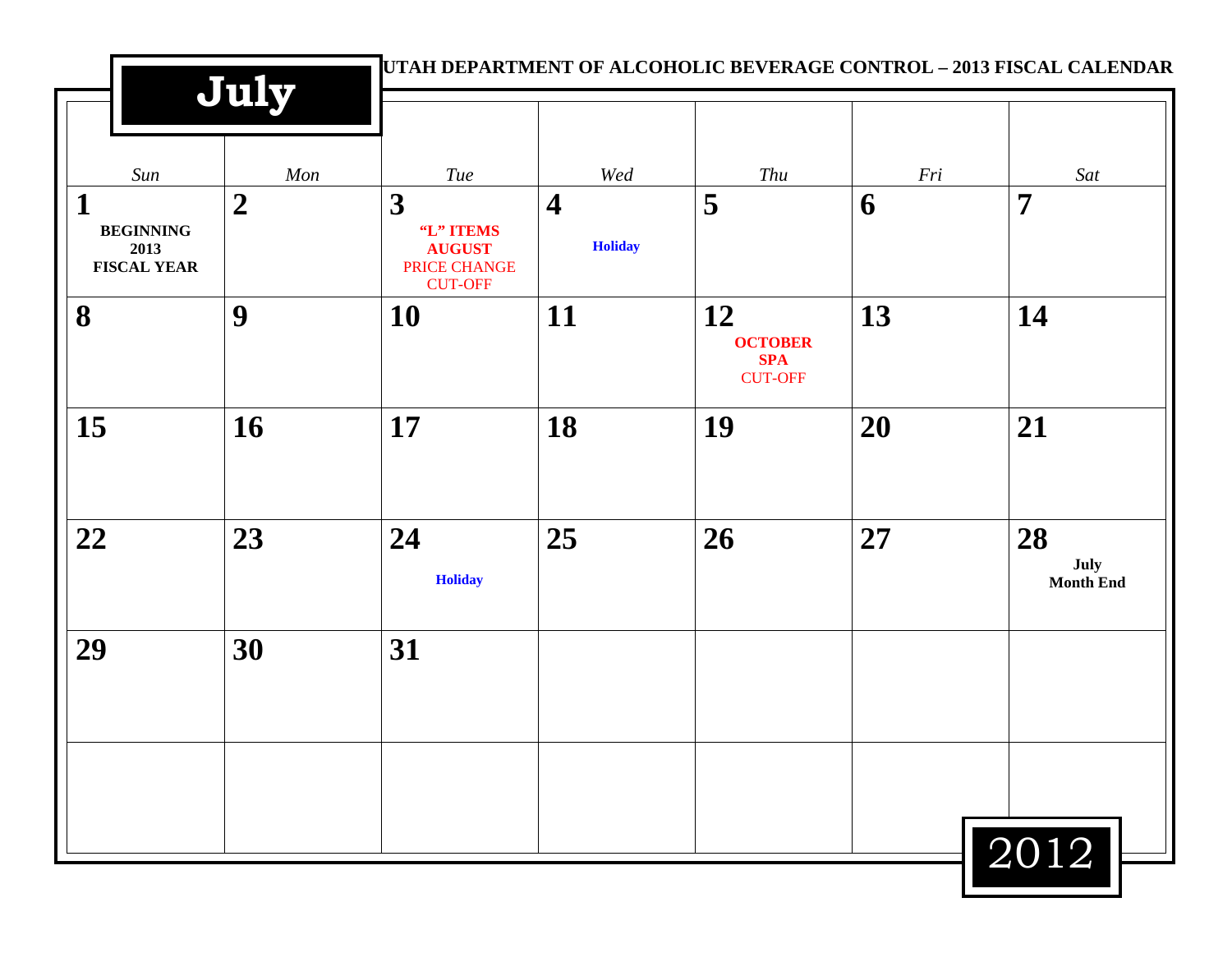# July

**UTAH DEPARTMENT OF ALCOHOLIC BEVERAGE CONTROL – 2013 FISCAL CALENDAR**

| *Sun* | *Mon* | *Tue* | *Wed* | *Thu* | *Fri* | *Sat* |
|---|---|---|---|---|---|---|
| **1** **BEGINNING 2013 FISCAL YEAR** | **2** | **3** **"L" ITEMS AUGUST** PRICE CHANGE CUT-OFF | **4** **Holiday** | **5** | **6** | **7** |
| **8** | **9** | **10** | **11** | **12** **OCTOBER SPA** CUT-OFF | **13** | **14** |
| **15** | **16** | **17** | **18** | **19** | **20** | **21** |
| **22** | **23** | **24** **Holiday** | **25** | **26** | **27** | **28** **July Month End** |
| **29** | **30** | **31** | | | | |
| | | | | | | |

2012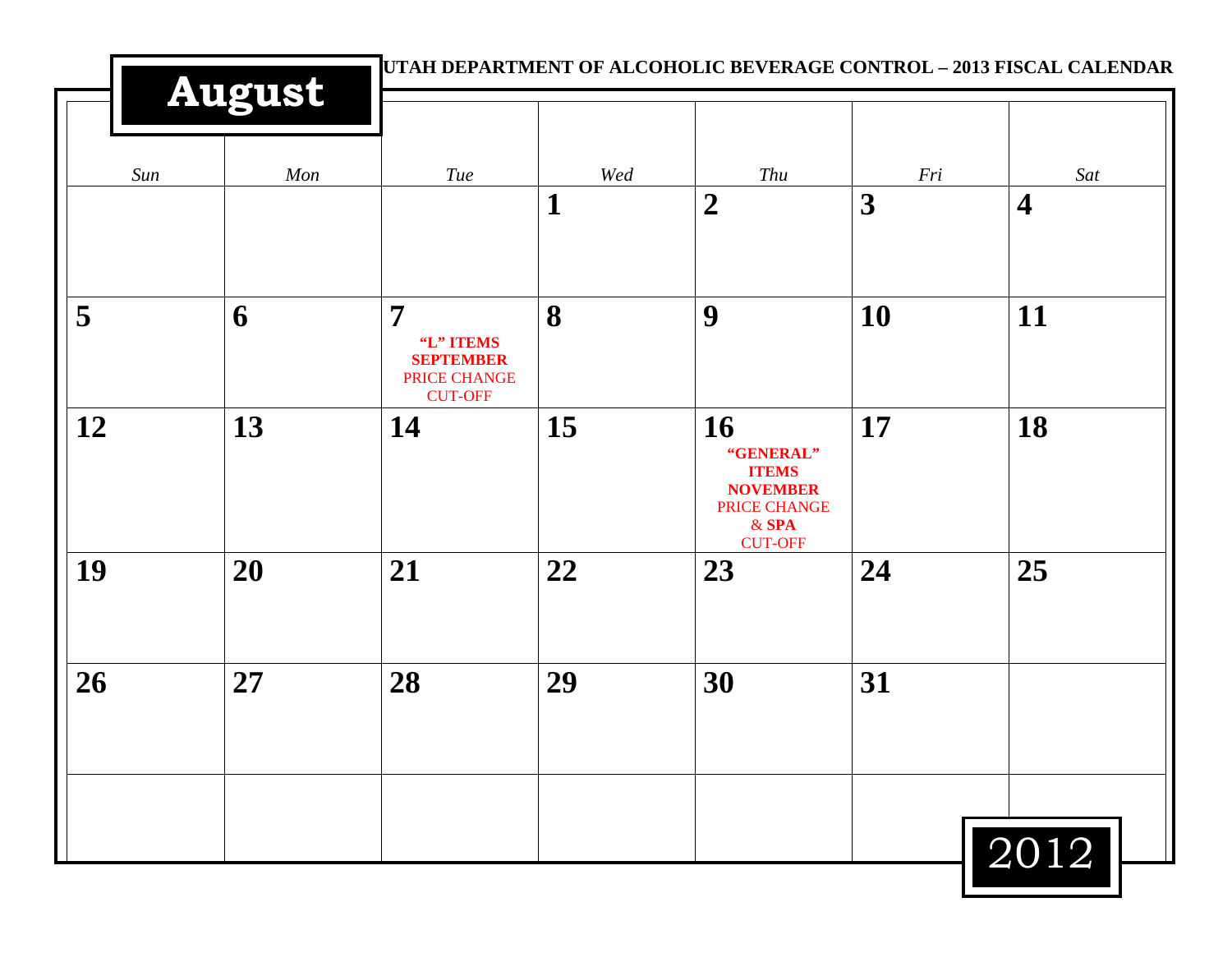# August 2012

UTAH DEPARTMENT OF ALCOHOLIC BEVERAGE CONTROL – 2013 FISCAL CALENDAR

| Sun | Mon | Tue | Wed | Thu | Fri | Sat |
|---|---|---|---|---|---|---|
| | | | 1 | 2 | 3 | 4 |
| 5 | 6 | 7 **"L" ITEMS SEPTEMBER** PRICE CHANGE CUT-OFF | 8 | 9 | 10 | 11 |
| 12 | 13 | 14 | 15 | 16 **"GENERAL" ITEMS NOVEMBER** PRICE CHANGE & **SPA** CUT-OFF | 17 | 18 |
| 19 | 20 | 21 | 22 | 23 | 24 | 25 |
| 26 | 27 | 28 | 29 | 30 | 31 | |
| | | | | | | |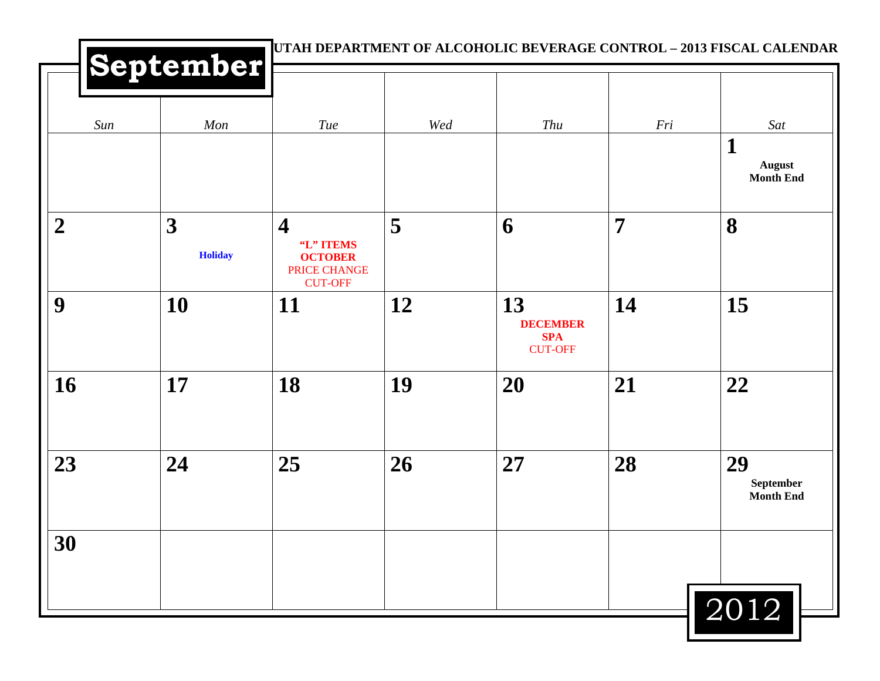# September

**UTAH DEPARTMENT OF ALCOHOLIC BEVERAGE CONTROL – 2013 FISCAL CALENDAR**

| Sun | Mon | Tue | Wed | Thu | Fri | Sat |
|---|---|---|---|---|---|---|
| | | | | | | **1** **August Month End** |
| **2** | **3** **Holiday** | **4** **"L" ITEMS OCTOBER** PRICE CHANGE CUT-OFF | **5** | **6** | **7** | **8** |
| **9** | **10** | **11** | **12** | **13** **DECEMBER SPA** CUT-OFF | **14** | **15** |
| **16** | **17** | **18** | **19** | **20** | **21** | **22** |
| **23** | **24** | **25** | **26** | **27** | **28** | **29** **September Month End** |
| **30** | | | | | | |

2012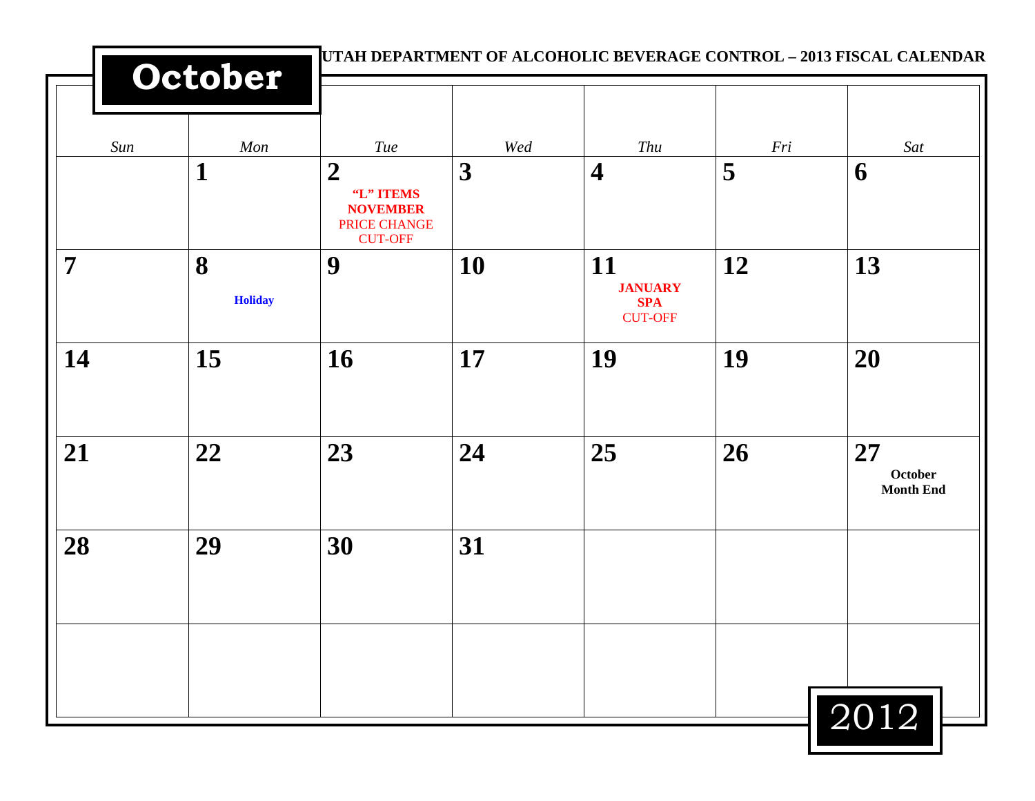# October

**UTAH DEPARTMENT OF ALCOHOLIC BEVERAGE CONTROL – 2013 FISCAL CALENDAR**

| *Sun* | *Mon* | *Tue* | *Wed* | *Thu* | *Fri* | *Sat* |
|---|---|---|---|---|---|---|
| | **1** | **2** **"L" ITEMS NOVEMBER** PRICE CHANGE CUT-OFF | **3** | **4** | **5** | **6** |
| **7** | **8** **Holiday** | **9** | **10** | **11** **JANUARY SPA** CUT-OFF | **12** | **13** |
| **14** | **15** | **16** | **17** | **19** | **19** | **20** |
| **21** | **22** | **23** | **24** | **25** | **26** | **27** **October Month End** |
| **28** | **29** | **30** | **31** | | | |
| | | | | | | |

2012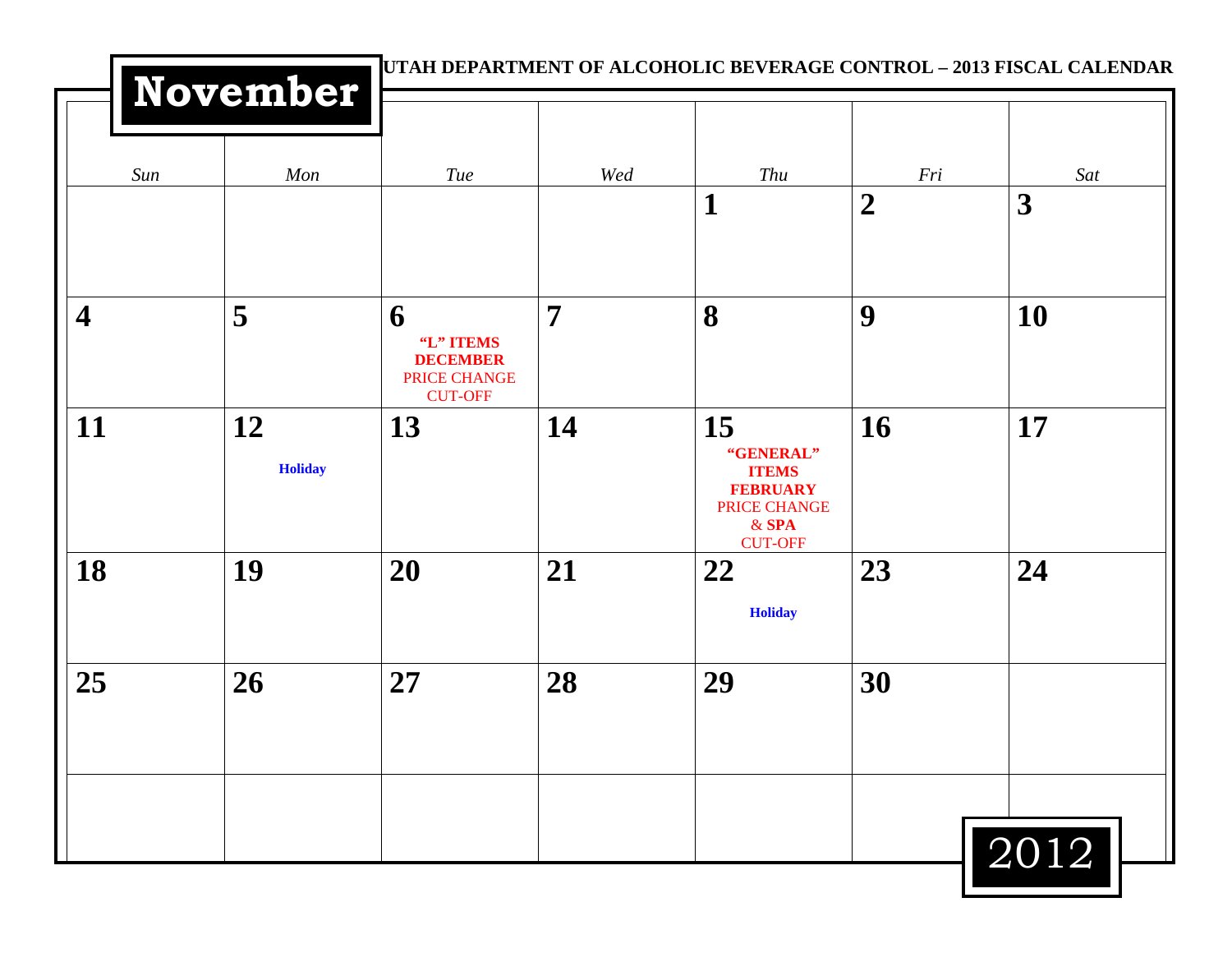UTAH DEPARTMENT OF ALCOHOLIC BEVERAGE CONTROL – 2013 FISCAL CALENDAR

# November 2012

| Sun | Mon | Tue | Wed | Thu | Fri | Sat |
|---|---|---|---|---|---|---|
| | | | | **1** | **2** | **3** |
| **4** | **5** | **6** **"L" ITEMS DECEMBER** PRICE CHANGE CUT-OFF | **7** | **8** | **9** | **10** |
| **11** | **12** **Holiday** | **13** | **14** | **15** **"GENERAL" ITEMS FEBRUARY** PRICE CHANGE & **SPA** CUT-OFF | **16** | **17** |
| **18** | **19** | **20** | **21** | **22** **Holiday** | **23** | **24** |
| **25** | **26** | **27** | **28** | **29** | **30** | |
| | | | | | | |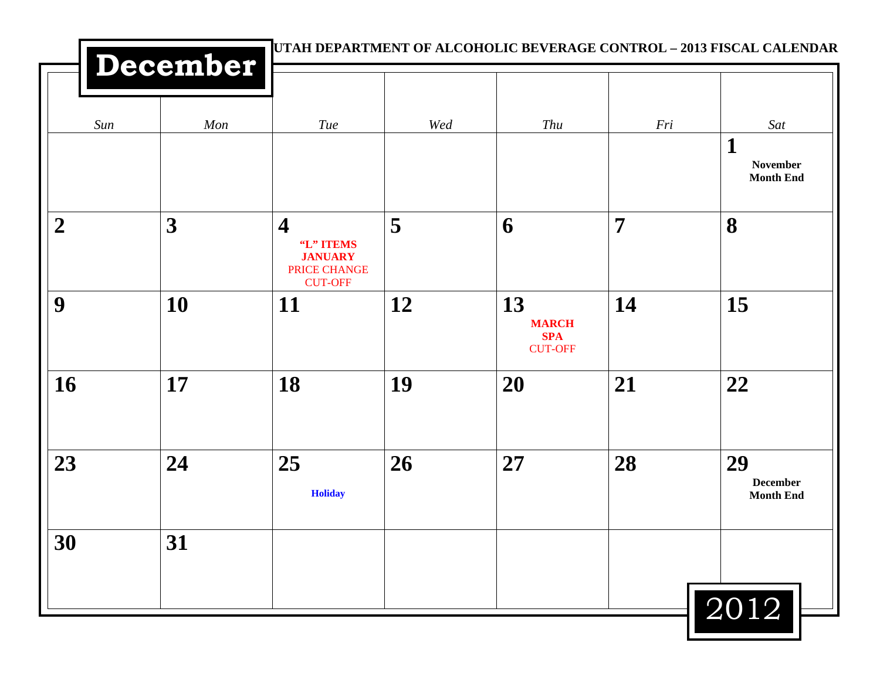# December 2012

**UTAH DEPARTMENT OF ALCOHOLIC BEVERAGE CONTROL – 2013 FISCAL CALENDAR**

| *Sun* | *Mon* | *Tue* | *Wed* | *Thu* | *Fri* | *Sat* |
|---|---|---|---|---|---|---|
| | | | | | | **1** **November Month End** |
| **2** | **3** | **4** **"L" ITEMS JANUARY** PRICE CHANGE CUT-OFF | **5** | **6** | **7** | **8** |
| **9** | **10** | **11** | **12** | **13** **MARCH SPA** CUT-OFF | **14** | **15** |
| **16** | **17** | **18** | **19** | **20** | **21** | **22** |
| **23** | **24** | **25** **Holiday** | **26** | **27** | **28** | **29** **December Month End** |
| **30** | **31** | | | | | |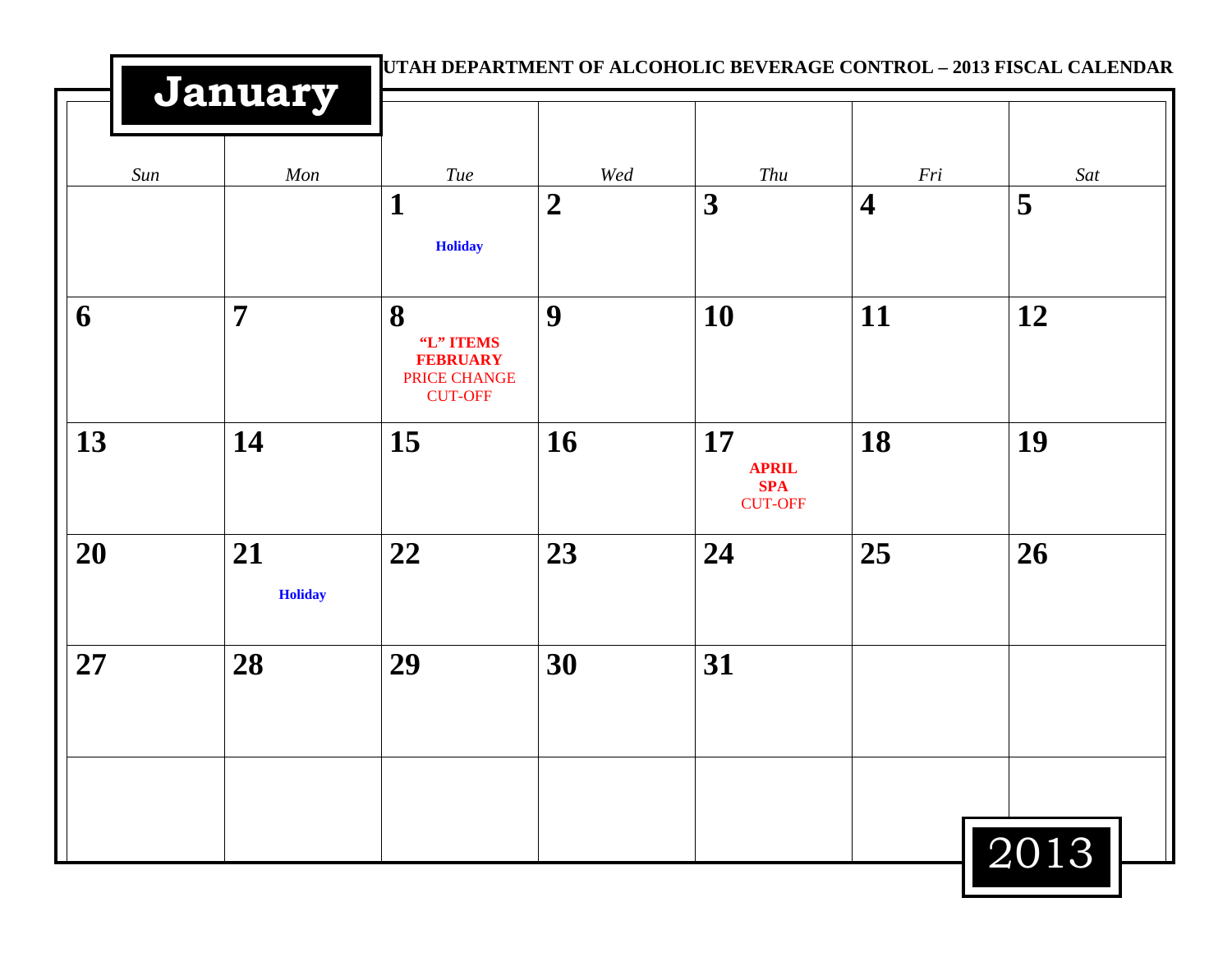# January

**UTAH DEPARTMENT OF ALCOHOLIC BEVERAGE CONTROL – 2013 FISCAL CALENDAR**

| *Sun* | *Mon* | *Tue* | *Wed* | *Thu* | *Fri* | *Sat* |
|---|---|---|---|---|---|---|
| | | **1** **Holiday** | **2** | **3** | **4** | **5** |
| **6** | **7** | **8** **"L" ITEMS FEBRUARY** PRICE CHANGE CUT-OFF | **9** | **10** | **11** | **12** |
| **13** | **14** | **15** | **16** | **17** **APRIL SPA** CUT-OFF | **18** | **19** |
| **20** | **21** **Holiday** | **22** | **23** | **24** | **25** | **26** |
| **27** | **28** | **29** | **30** | **31** | | |
| | | | | | | |

2013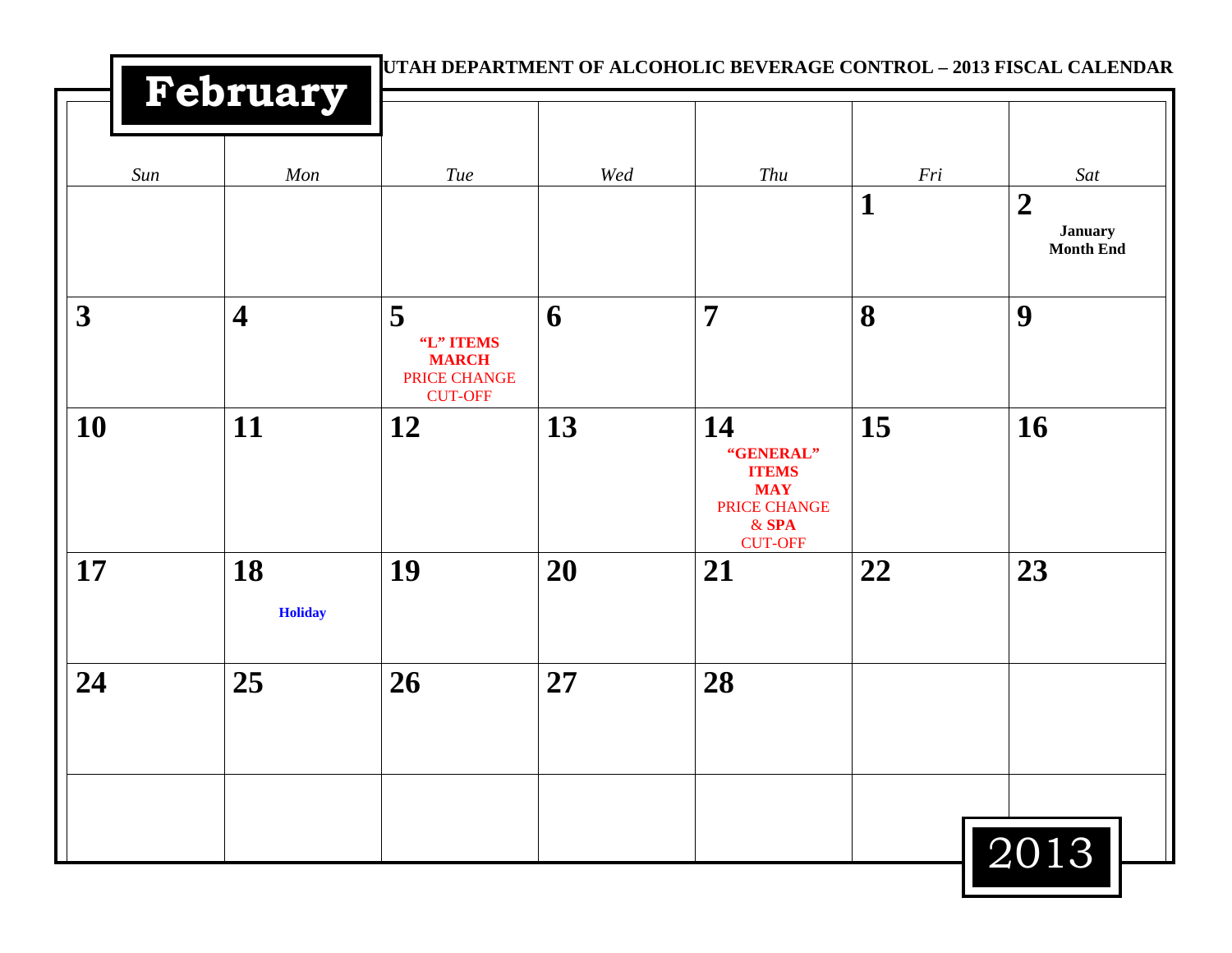UTAH DEPARTMENT OF ALCOHOLIC BEVERAGE CONTROL – 2013 FISCAL CALENDAR

# February

| Sun | Mon | Tue | Wed | Thu | Fri | Sat |
|---|---|---|---|---|---|---|
| | | | | | 1 | 2 **January Month End** |
| 3 | 4 | 5 **"L" ITEMS MARCH** PRICE CHANGE CUT-OFF | 6 | 7 | 8 | 9 |
| 10 | 11 | 12 | 13 | 14 **"GENERAL" ITEMS MAY** PRICE CHANGE & **SPA** CUT-OFF | 15 | 16 |
| 17 | 18 **Holiday** | 19 | 20 | 21 | 22 | 23 |
| 24 | 25 | 26 | 27 | 28 | | |
| | | | | | | |

2013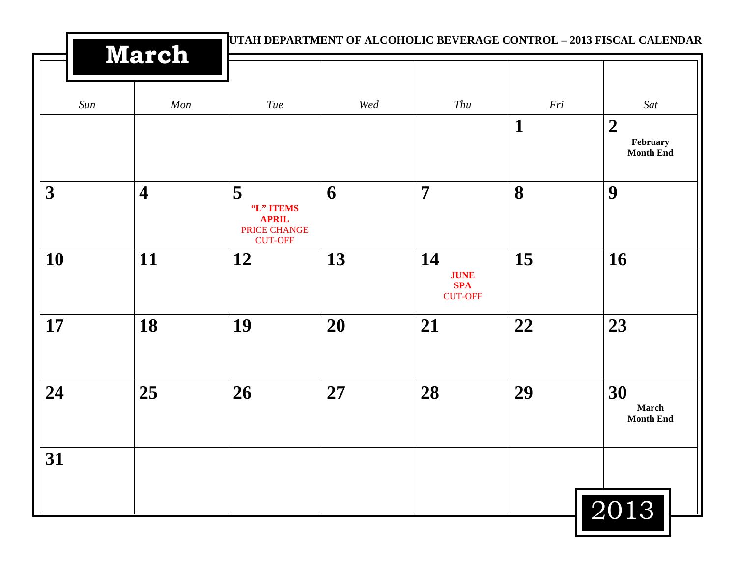# March

**UTAH DEPARTMENT OF ALCOHOLIC BEVERAGE CONTROL – 2013 FISCAL CALENDAR**

| Sun | Mon | Tue | Wed | Thu | Fri | Sat |
|---|---|---|---|---|---|---|
| | | | | | **1** | **2** February Month End |
| **3** | **4** | **5** "L" ITEMS APRIL PRICE CHANGE CUT-OFF | **6** | **7** | **8** | **9** |
| **10** | **11** | **12** | **13** | **14** JUNE SPA CUT-OFF | **15** | **16** |
| **17** | **18** | **19** | **20** | **21** | **22** | **23** |
| **24** | **25** | **26** | **27** | **28** | **29** | **30** March Month End |
| **31** | | | | | | |

2013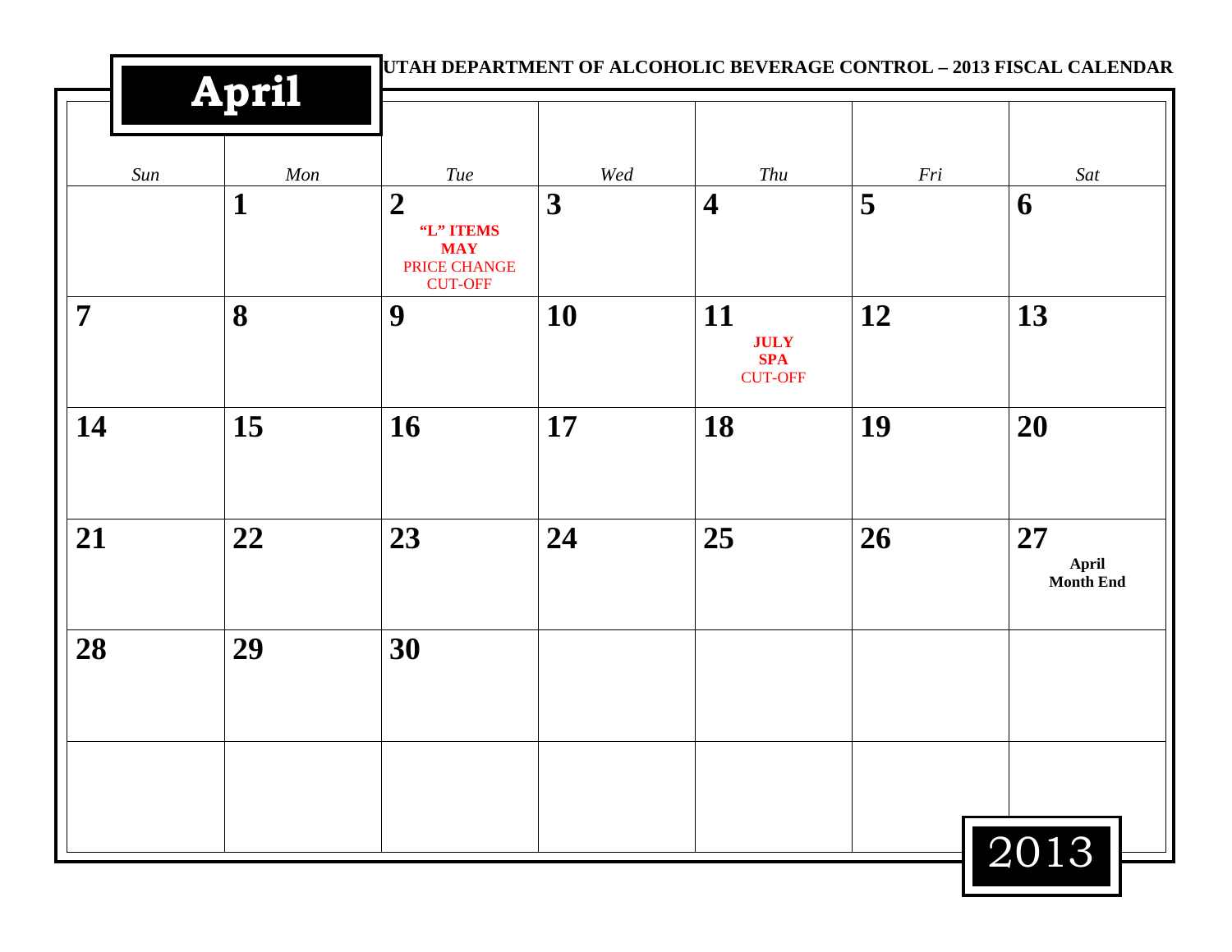# April

**UTAH DEPARTMENT OF ALCOHOLIC BEVERAGE CONTROL – 2013 FISCAL CALENDAR**

| *Sun* | *Mon* | *Tue* | *Wed* | *Thu* | *Fri* | *Sat* |
|---|---|---|---|---|---|---|
| | **1** | **2** **"L" ITEMS MAY** PRICE CHANGE CUT-OFF | **3** | **4** | **5** | **6** |
| **7** | **8** | **9** | **10** | **11** **JULY SPA** CUT-OFF | **12** | **13** |
| **14** | **15** | **16** | **17** | **18** | **19** | **20** |
| **21** | **22** | **23** | **24** | **25** | **26** | **27** **April Month End** |
| **28** | **29** | **30** | | | | |
| | | | | | | |

2013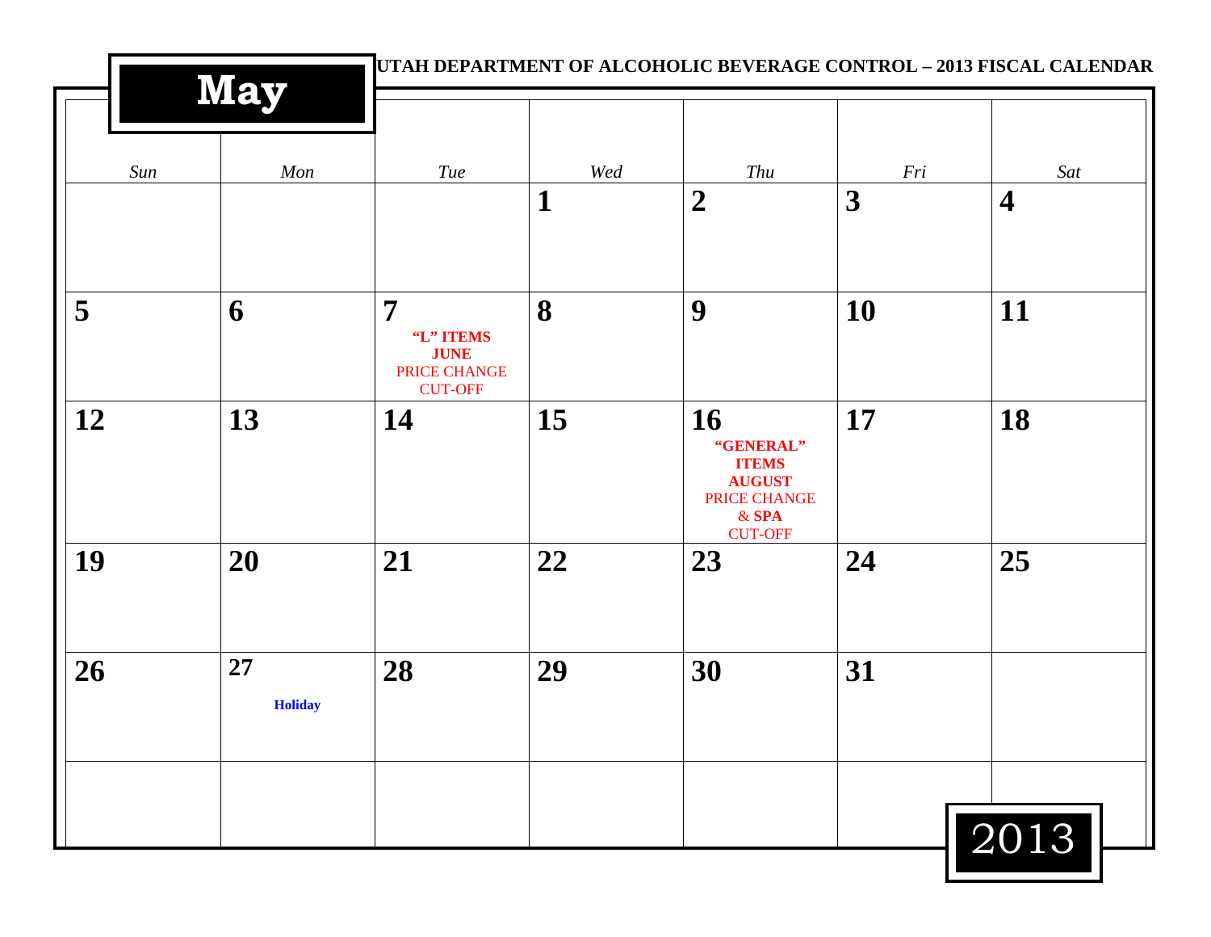# May

**UTAH DEPARTMENT OF ALCOHOLIC BEVERAGE CONTROL – 2013 FISCAL CALENDAR**

| *Sun* | *Mon* | *Tue* | *Wed* | *Thu* | *Fri* | *Sat* |
|---|---|---|---|---|---|---|
| | | | **1** | **2** | **3** | **4** |
| **5** | **6** | **7** **“L” ITEMS JUNE** PRICE CHANGE CUT-OFF | **8** | **9** | **10** | **11** |
| **12** | **13** | **14** | **15** | **16** **“GENERAL” ITEMS AUGUST** PRICE CHANGE & **SPA** CUT-OFF | **17** | **18** |
| **19** | **20** | **21** | **22** | **23** | **24** | **25** |
| **26** | **27** **Holiday** | **28** | **29** | **30** | **31** | |
| | | | | | | |

2013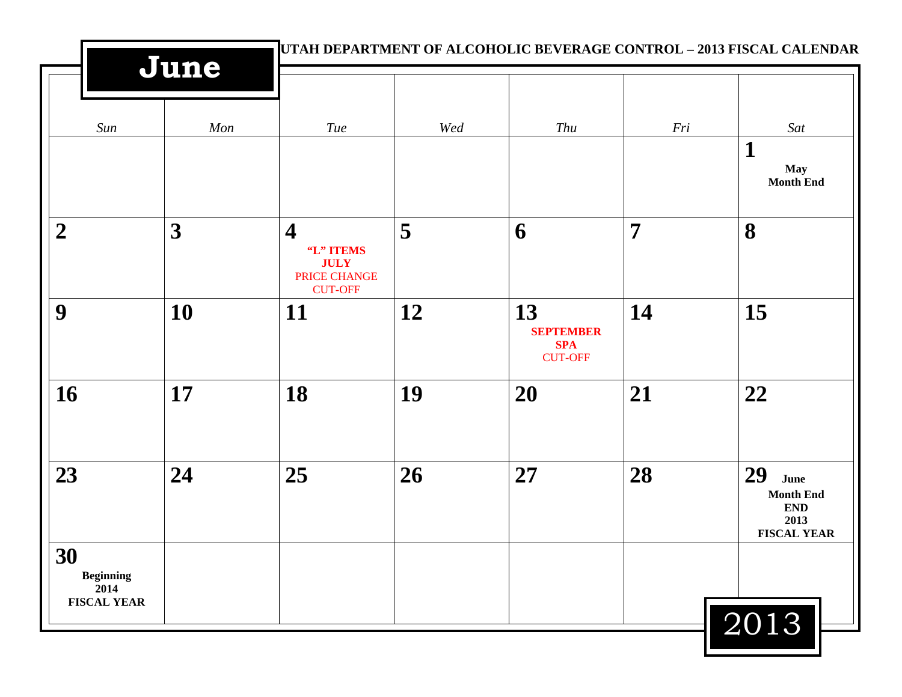# June

UTAH DEPARTMENT OF ALCOHOLIC BEVERAGE CONTROL – 2013 FISCAL CALENDAR

| Sun | Mon | Tue | Wed | Thu | Fri | Sat |
|---|---|---|---|---|---|---|
| | | | | | | **1** **May Month End** |
| **2** | **3** | **4** **"L" ITEMS JULY** PRICE CHANGE CUT-OFF | **5** | **6** | **7** | **8** |
| **9** | **10** | **11** | **12** | **13** **SEPTEMBER SPA** CUT-OFF | **14** | **15** |
| **16** | **17** | **18** | **19** | **20** | **21** | **22** |
| **23** | **24** | **25** | **26** | **27** | **28** | **29** **June Month End END 2013 FISCAL YEAR** |
| **30** **Beginning 2014 FISCAL YEAR** | | | | | | |

2013